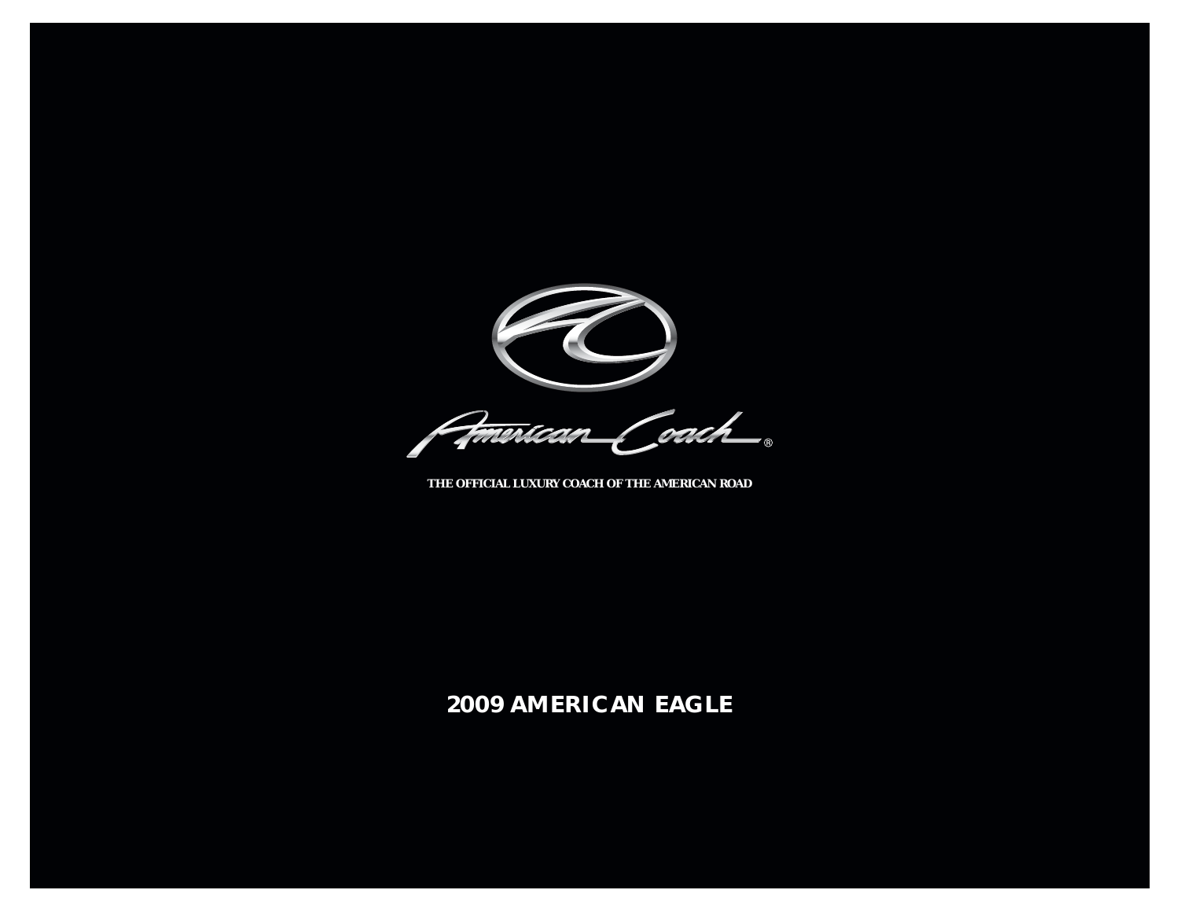American Coach®

THE OFFICIAL LUXURY COACH OF THE AMERICAN ROAD

# 2009 AMERICAN EAGLE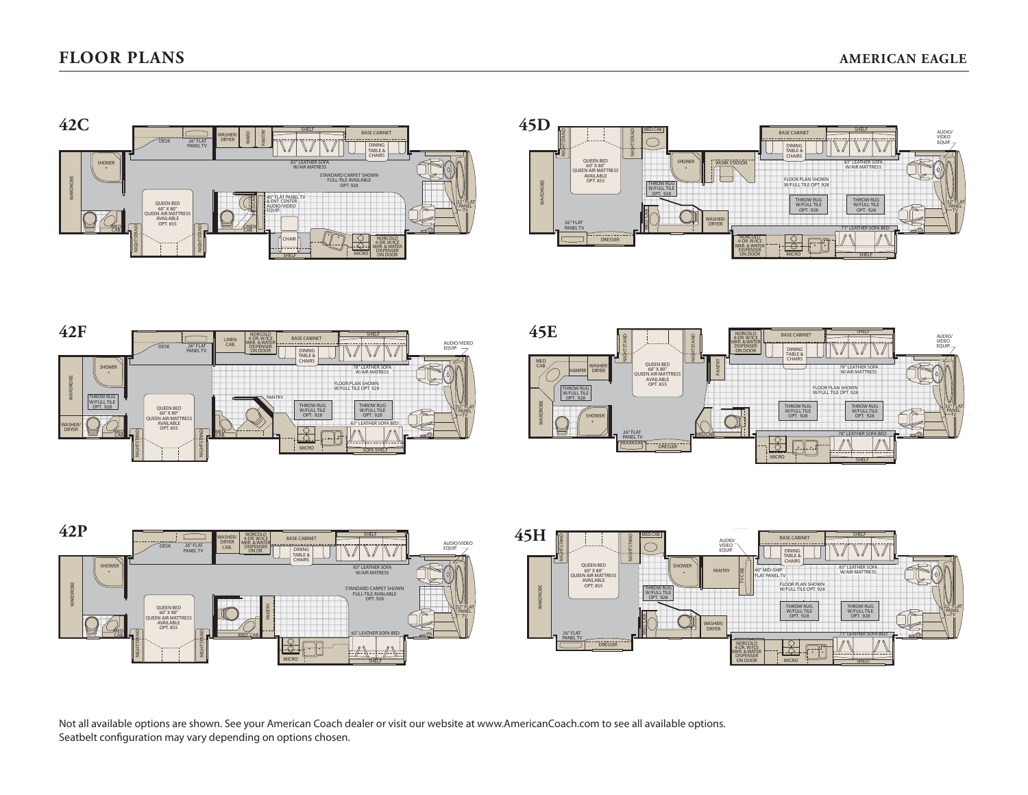# FLOOR PLANS

## AMERICAN EAGLE

### 42C

### 45D

### 42F

### 45E

### 42P

### 45H

Not all available options are shown. See your American Coach dealer or visit our website at www.AmericanCoach.com to see all available options.
Seatbelt configuration may vary depending on options chosen.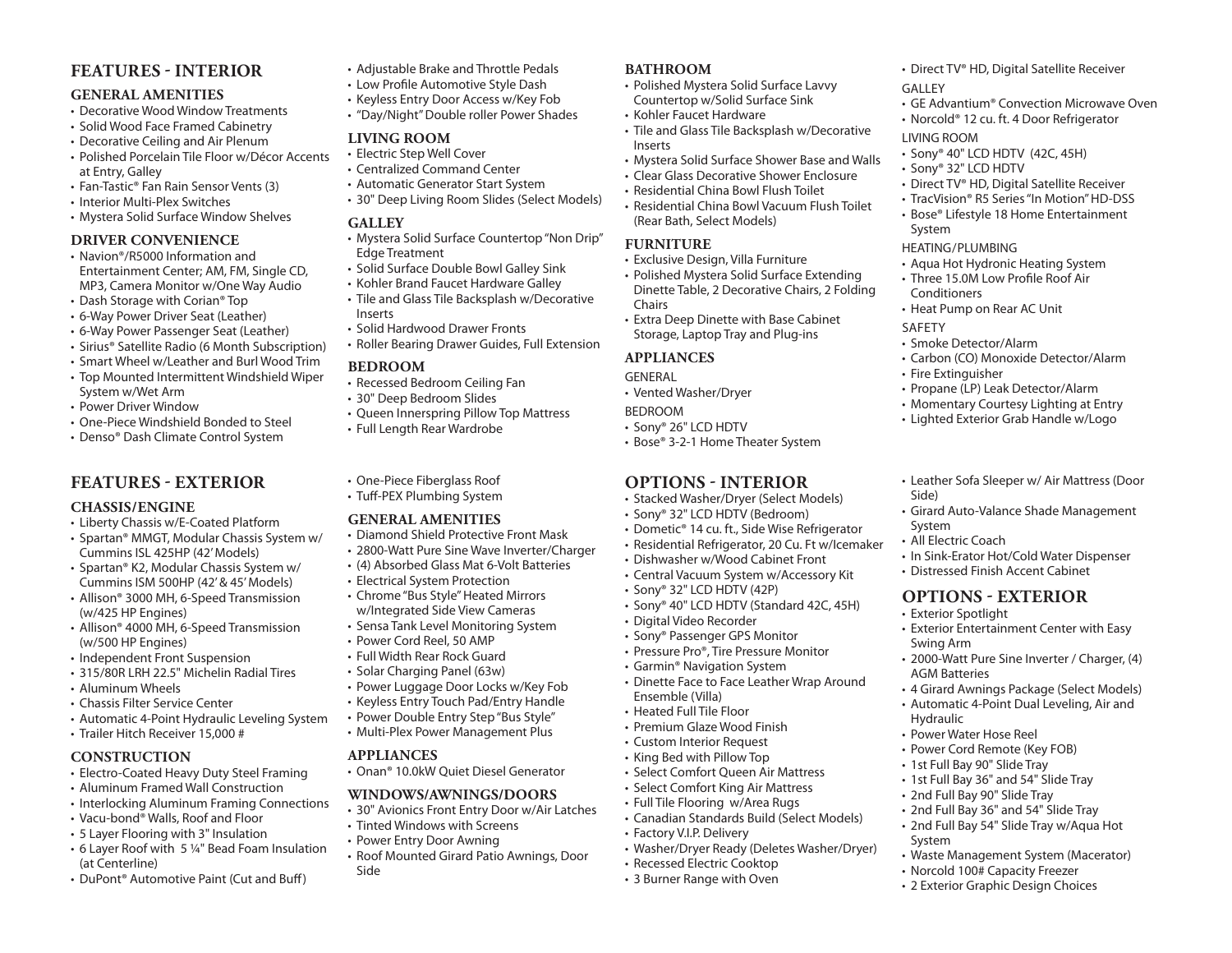# FEATURES - INTERIOR

## GENERAL AMENITIES

- Decorative Wood Window Treatments
- Solid Wood Face Framed Cabinetry
- Decorative Ceiling and Air Plenum
- Polished Porcelain Tile Floor w/Décor Accents at Entry, Galley
- Fan-Tastic® Fan Rain Sensor Vents (3)
- Interior Multi-Plex Switches
- Mystera Solid Surface Window Shelves

## DRIVER CONVENIENCE

- Navion®/R5000 Information and Entertainment Center; AM, FM, Single CD, MP3, Camera Monitor w/One Way Audio
- Dash Storage with Corian® Top
- 6-Way Power Driver Seat (Leather)
- 6-Way Power Passenger Seat (Leather)
- Sirius® Satellite Radio (6 Month Subscription)
- Smart Wheel w/Leather and Burl Wood Trim
- Top Mounted Intermittent Windshield Wiper System w/Wet Arm
- Power Driver Window
- One-Piece Windshield Bonded to Steel
- Denso® Dash Climate Control System
- Adjustable Brake and Throttle Pedals
- Low Profile Automotive Style Dash
- Keyless Entry Door Access w/Key Fob
- "Day/Night" Double roller Power Shades

## LIVING ROOM

- Electric Step Well Cover
- Centralized Command Center
- Automatic Generator Start System
- 30" Deep Living Room Slides (Select Models)

## GALLEY

- Mystera Solid Surface Countertop "Non Drip" Edge Treatment
- Solid Surface Double Bowl Galley Sink
- Kohler Brand Faucet Hardware Galley
- Tile and Glass Tile Backsplash w/Decorative Inserts
- Solid Hardwood Drawer Fronts
- Roller Bearing Drawer Guides, Full Extension

## BEDROOM

- Recessed Bedroom Ceiling Fan
- 30" Deep Bedroom Slides
- Queen Innerspring Pillow Top Mattress
- Full Length Rear Wardrobe

## BATHROOM

- Polished Mystera Solid Surface Lavvy Countertop w/Solid Surface Sink
- Kohler Faucet Hardware
- Tile and Glass Tile Backsplash w/Decorative Inserts
- Mystera Solid Surface Shower Base and Walls
- Clear Glass Decorative Shower Enclosure
- Residential China Bowl Flush Toilet
- Residential China Bowl Vacuum Flush Toilet (Rear Bath, Select Models)

## FURNITURE

- Exclusive Design, Villa Furniture
- Polished Mystera Solid Surface Extending Dinette Table, 2 Decorative Chairs, 2 Folding Chairs
- Extra Deep Dinette with Base Cabinet Storage, Laptop Tray and Plug-ins

## APPLIANCES

GENERAL

- Vented Washer/Dryer

BEDROOM

- Sony® 26" LCD HDTV
- Bose® 3-2-1 Home Theater System
- Direct TV® HD, Digital Satellite Receiver

GALLEY

- GE Advantium® Convection Microwave Oven
- Norcold® 12 cu. ft. 4 Door Refrigerator

LIVING ROOM

- Sony® 40" LCD HDTV (42C, 45H)
- Sony® 32" LCD HDTV
- Direct TV® HD, Digital Satellite Receiver
- TracVision® R5 Series "In Motion" HD-DSS
- Bose® Lifestyle 18 Home Entertainment System

HEATING/PLUMBING

- Aqua Hot Hydronic Heating System
- Three 15.0M Low Profile Roof Air Conditioners
- Heat Pump on Rear AC Unit

SAFETY

- Smoke Detector/Alarm
- Carbon (CO) Monoxide Detector/Alarm
- Fire Extinguisher
- Propane (LP) Leak Detector/Alarm
- Momentary Courtesy Lighting at Entry
- Lighted Exterior Grab Handle w/Logo

# FEATURES - EXTERIOR

## CHASSIS/ENGINE

- Liberty Chassis w/E-Coated Platform
- Spartan® MMGT, Modular Chassis System w/ Cummins ISL 425HP (42' Models)
- Spartan® K2, Modular Chassis System w/ Cummins ISM 500HP (42' & 45' Models)
- Allison® 3000 MH, 6-Speed Transmission (w/425 HP Engines)
- Allison® 4000 MH, 6-Speed Transmission (w/500 HP Engines)
- Independent Front Suspension
- 315/80R LRH 22.5" Michelin Radial Tires
- Aluminum Wheels
- Chassis Filter Service Center
- Automatic 4-Point Hydraulic Leveling System
- Trailer Hitch Receiver 15,000 #

## CONSTRUCTION

- Electro-Coated Heavy Duty Steel Framing
- Aluminum Framed Wall Construction
- Interlocking Aluminum Framing Connections
- Vacu-bond® Walls, Roof and Floor
- 5 Layer Flooring with 3" Insulation
- 6 Layer Roof with 5 ¼" Bead Foam Insulation (at Centerline)
- DuPont® Automotive Paint (Cut and Buff)
- One-Piece Fiberglass Roof
- Tuff-PEX Plumbing System

## GENERAL AMENITIES

- Diamond Shield Protective Front Mask
- 2800-Watt Pure Sine Wave Inverter/Charger
- (4) Absorbed Glass Mat 6-Volt Batteries
- Electrical System Protection
- Chrome "Bus Style" Heated Mirrors w/Integrated Side View Cameras
- Sensa Tank Level Monitoring System
- Power Cord Reel, 50 AMP
- Full Width Rear Rock Guard
- Solar Charging Panel (63w)
- Power Luggage Door Locks w/Key Fob
- Keyless Entry Touch Pad/Entry Handle
- Power Double Entry Step "Bus Style"
- Multi-Plex Power Management Plus

## APPLIANCES

- Onan® 10.0kW Quiet Diesel Generator

## WINDOWS/AWNINGS/DOORS

- 30" Avionics Front Entry Door w/Air Latches
- Tinted Windows with Screens
- Power Entry Door Awning
- Roof Mounted Girard Patio Awnings, Door Side

# OPTIONS - INTERIOR

- Stacked Washer/Dryer (Select Models)
- Sony® 32" LCD HDTV (Bedroom)
- Dometic® 14 cu. ft., Side Wise Refrigerator
- Residential Refrigerator, 20 Cu. Ft w/Icemaker
- Dishwasher w/Wood Cabinet Front
- Central Vacuum System w/Accessory Kit
- Sony® 32" LCD HDTV (42P)
- Sony® 40" LCD HDTV (Standard 42C, 45H)
- Digital Video Recorder
- Sony® Passenger GPS Monitor
- Pressure Pro®, Tire Pressure Monitor
- Garmin® Navigation System
- Dinette Face to Face Leather Wrap Around Ensemble (Villa)
- Heated Full Tile Floor
- Premium Glaze Wood Finish
- Custom Interior Request
- King Bed with Pillow Top
- Select Comfort Queen Air Mattress
- Select Comfort King Air Mattress
- Full Tile Flooring w/Area Rugs
- Canadian Standards Build (Select Models)
- Factory V.I.P. Delivery
- Washer/Dryer Ready (Deletes Washer/Dryer)
- Recessed Electric Cooktop
- 3 Burner Range with Oven
- Leather Sofa Sleeper w/ Air Mattress (Door Side)
- Girard Auto-Valance Shade Management System
- All Electric Coach
- In Sink-Erator Hot/Cold Water Dispenser
- Distressed Finish Accent Cabinet

# OPTIONS - EXTERIOR

- Exterior Spotlight
- Exterior Entertainment Center with Easy Swing Arm
- 2000-Watt Pure Sine Inverter / Charger, (4) AGM Batteries
- 4 Girard Awnings Package (Select Models)
- Automatic 4-Point Dual Leveling, Air and Hydraulic
- Power Water Hose Reel
- Power Cord Remote (Key FOB)
- 1st Full Bay 90" Slide Tray
- 1st Full Bay 36" and 54" Slide Tray
- 2nd Full Bay 90" Slide Tray
- 2nd Full Bay 36" and 54" Slide Tray
- 2nd Full Bay 54" Slide Tray w/Aqua Hot System
- Waste Management System (Macerator)
- Norcold 100# Capacity Freezer
- 2 Exterior Graphic Design Choices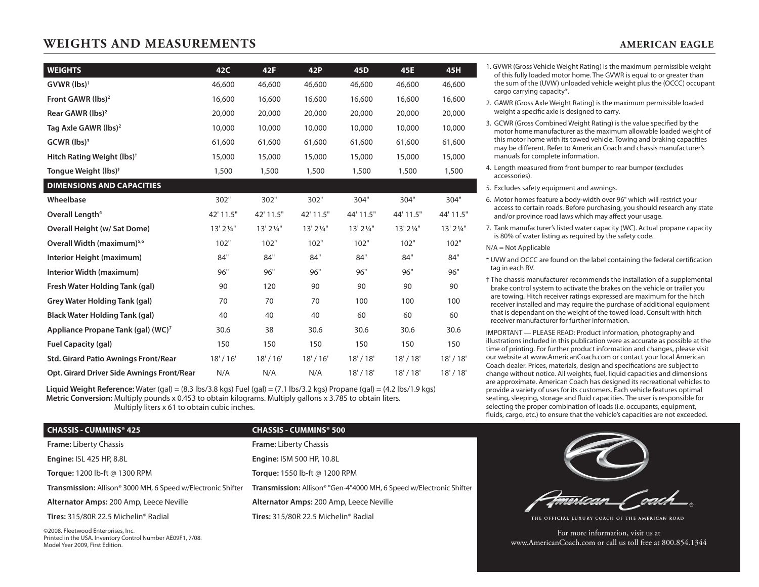# WEIGHTS AND MEASUREMENTS

## AMERICAN EAGLE

| WEIGHTS | 42C | 42F | 42P | 45D | 45E | 45H |
|---|---|---|---|---|---|---|
| GVWR (lbs)[1] | 46,600 | 46,600 | 46,600 | 46,600 | 46,600 | 46,600 |
| Front GAWR (lbs)[2] | 16,600 | 16,600 | 16,600 | 16,600 | 16,600 | 16,600 |
| Rear GAWR (lbs)[2] | 20,000 | 20,000 | 20,000 | 20,000 | 20,000 | 20,000 |
| Tag Axle GAWR (lbs)[2] | 10,000 | 10,000 | 10,000 | 10,000 | 10,000 | 10,000 |
| GCWR (lbs)[3] | 61,600 | 61,600 | 61,600 | 61,600 | 61,600 | 61,600 |
| Hitch Rating Weight (lbs)† | 15,000 | 15,000 | 15,000 | 15,000 | 15,000 | 15,000 |
| Tongue Weight (lbs)† | 1,500 | 1,500 | 1,500 | 1,500 | 1,500 | 1,500 |
| **DIMENSIONS AND CAPACITIES** | | | | | | |
| Wheelbase | 302" | 302" | 302" | 304" | 304" | 304" |
| Overall Length[4] | 42' 11.5" | 42' 11.5" | 42' 11.5" | 44' 11.5" | 44' 11.5" | 44' 11.5" |
| Overall Height (w/ Sat Dome) | 13' 2¼" | 13' 2¼" | 13' 2¼" | 13' 2¼" | 13' 2¼" | 13' 2¼" |
| Overall Width (maximum)[5,6] | 102" | 102" | 102" | 102" | 102" | 102" |
| Interior Height (maximum) | 84" | 84" | 84" | 84" | 84" | 84" |
| Interior Width (maximum) | 96" | 96" | 96" | 96" | 96" | 96" |
| Fresh Water Holding Tank (gal) | 90 | 120 | 90 | 90 | 90 | 90 |
| Grey Water Holding Tank (gal) | 70 | 70 | 70 | 100 | 100 | 100 |
| Black Water Holding Tank (gal) | 40 | 40 | 40 | 60 | 60 | 60 |
| Appliance Propane Tank (gal) (WC)[7] | 30.6 | 38 | 30.6 | 30.6 | 30.6 | 30.6 |
| Fuel Capacity (gal) | 150 | 150 | 150 | 150 | 150 | 150 |
| Std. Girard Patio Awnings Front/Rear | 18' / 16' | 18' / 16' | 18' / 16' | 18' / 18' | 18' / 18' | 18' / 18' |
| Opt. Girard Driver Side Awnings Front/Rear | N/A | N/A | N/A | 18' / 18' | 18' / 18' | 18' / 18' |

**Liquid Weight Reference:** Water (gal) = (8.3 lbs/3.8 kgs) Fuel (gal) = (7.1 lbs/3.2 kgs) Propane (gal) = (4.2 lbs/1.9 kgs)
**Metric Conversion:** Multiply pounds x 0.453 to obtain kilograms. Multiply gallons x 3.785 to obtain liters.
Multiply liters x 61 to obtain cubic inches.

1. GVWR (Gross Vehicle Weight Rating) is the maximum permissible weight of this fully loaded motor home. The GVWR is equal to or greater than the sum of the (UVW) unloaded vehicle weight plus the (OCCC) occupant cargo carrying capacity*.
2. GAWR (Gross Axle Weight Rating) is the maximum permissible loaded weight a specific axle is designed to carry.
3. GCWR (Gross Combined Weight Rating) is the value specified by the motor home manufacturer as the maximum allowable loaded weight of this motor home with its towed vehicle. Towing and braking capacities may be different. Refer to American Coach and chassis manufacturer's manuals for complete information.
4. Length measured from front bumper to rear bumper (excludes accessories).
5. Excludes safety equipment and awnings.
6. Motor homes feature a body-width over 96" which will restrict your access to certain roads. Before purchasing, you should research any state and/or province road laws which may affect your usage.
7. Tank manufacturer's listed water capacity (WC). Actual propane capacity is 80% of water listing as required by the safety code.

N/A = Not Applicable

* UVW and OCCC are found on the label containing the federal certification tag in each RV.

† The chassis manufacturer recommends the installation of a supplemental brake control system to activate the brakes on the vehicle or trailer you are towing. Hitch receiver ratings expressed are maximum for the hitch receiver installed and may require the purchase of additional equipment that is dependant on the weight of the towed load. Consult with hitch receiver manufacturer for further information.

IMPORTANT — PLEASE READ: Product information, photography and illustrations included in this publication were as accurate as possible at the time of printing. For further product information and changes, please visit our website at www.AmericanCoach.com or contact your local American Coach dealer. Prices, materials, design and specifications are subject to change without notice. All weights, fuel, liquid capacities and dimensions are approximate. American Coach has designed its recreational vehicles to provide a variety of uses for its customers. Each vehicle features optimal seating, sleeping, storage and fluid capacities. The user is responsible for selecting the proper combination of loads (i.e. occupants, equipment, fluids, cargo, etc.) to ensure that the vehicle's capacities are not exceeded.

| CHASSIS - CUMMINS® 425 | CHASSIS - CUMMINS® 500 |
|---|---|
| **Frame:** Liberty Chassis | **Frame:** Liberty Chassis |
| **Engine:** ISL 425 HP, 8.8L | **Engine:** ISM 500 HP, 10.8L |
| **Torque:** 1200 lb-ft @ 1300 RPM | **Torque:** 1550 lb-ft @ 1200 RPM |
| **Transmission:** Allison® 3000 MH, 6 Speed w/Electronic Shifter | **Transmission:** Allison® "Gen-4"4000 MH, 6 Speed w/Electronic Shifter |
| **Alternator Amps:** 200 Amp, Leece Neville | **Alternator Amps:** 200 Amp, Leece Neville |
| **Tires:** 315/80R 22.5 Michelin® Radial | **Tires:** 315/80R 22.5 Michelin® Radial |

©2008. Fleetwood Enterprises, Inc.
Printed in the USA. Inventory Control Number AE09F1, 7/08.
Model Year 2009, First Edition.

American Coach®

THE OFFICIAL LUXURY COACH OF THE AMERICAN ROAD

For more information, visit us at
www.AmericanCoach.com or call us toll free at 800.854.1344